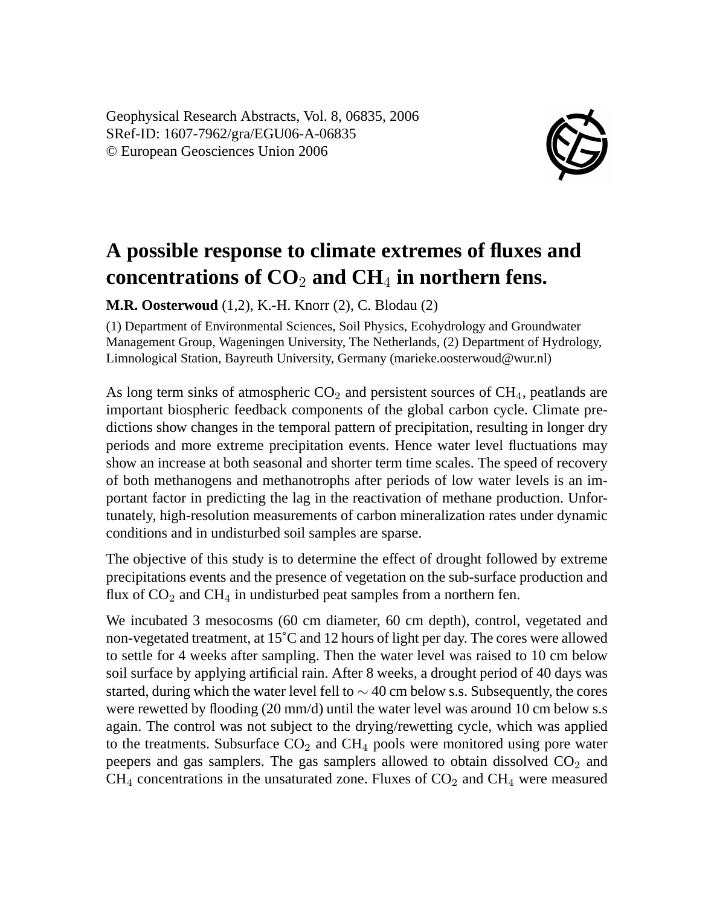Geophysical Research Abstracts, Vol. 8, 06835, 2006
SRef-ID: 1607-7962/gra/EGU06-A-06835
© European Geosciences Union 2006

# A possible response to climate extremes of fluxes and concentrations of $CO_2$ and $CH_4$ in northern fens.

**M.R. Oosterwoud** (1,2), K.-H. Knorr (2), C. Blodau (2)

(1) Department of Environmental Sciences, Soil Physics, Ecohydrology and Groundwater Management Group, Wageningen University, The Netherlands, (2) Department of Hydrology, Limnological Station, Bayreuth University, Germany (marieke.oosterwoud@wur.nl)

As long term sinks of atmospheric $CO_2$ and persistent sources of $CH_4$, peatlands are important biospheric feedback components of the global carbon cycle. Climate predictions show changes in the temporal pattern of precipitation, resulting in longer dry periods and more extreme precipitation events. Hence water level fluctuations may show an increase at both seasonal and shorter term time scales. The speed of recovery of both methanogens and methanotrophs after periods of low water levels is an important factor in predicting the lag in the reactivation of methane production. Unfortunately, high-resolution measurements of carbon mineralization rates under dynamic conditions and in undisturbed soil samples are sparse.

The objective of this study is to determine the effect of drought followed by extreme precipitations events and the presence of vegetation on the sub-surface production and flux of $CO_2$ and $CH_4$ in undisturbed peat samples from a northern fen.

We incubated 3 mesocosms (60 cm diameter, 60 cm depth), control, vegetated and non-vegetated treatment, at 15˚C and 12 hours of light per day. The cores were allowed to settle for 4 weeks after sampling. Then the water level was raised to 10 cm below soil surface by applying artificial rain. After 8 weeks, a drought period of 40 days was started, during which the water level fell to $\sim$ 40 cm below s.s. Subsequently, the cores were rewetted by flooding (20 mm/d) until the water level was around 10 cm below s.s again. The control was not subject to the drying/rewetting cycle, which was applied to the treatments. Subsurface $CO_2$ and $CH_4$ pools were monitored using pore water peepers and gas samplers. The gas samplers allowed to obtain dissolved $CO_2$ and $CH_4$ concentrations in the unsaturated zone. Fluxes of $CO_2$ and $CH_4$ were measured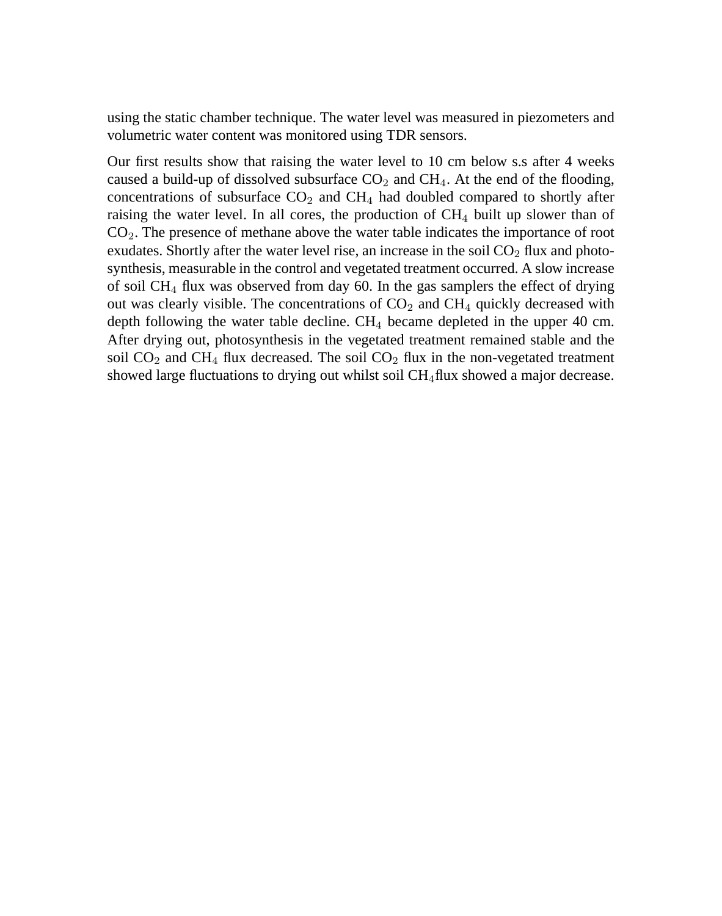using the static chamber technique. The water level was measured in piezometers and volumetric water content was monitored using TDR sensors.

Our first results show that raising the water level to 10 cm below s.s after 4 weeks caused a build-up of dissolved subsurface $CO_2$ and $CH_4$. At the end of the flooding, concentrations of subsurface $CO_2$ and $CH_4$ had doubled compared to shortly after raising the water level. In all cores, the production of $CH_4$ built up slower than of $CO_2$. The presence of methane above the water table indicates the importance of root exudates. Shortly after the water level rise, an increase in the soil $CO_2$ flux and photosynthesis, measurable in the control and vegetated treatment occurred. A slow increase of soil $CH_4$ flux was observed from day 60. In the gas samplers the effect of drying out was clearly visible. The concentrations of $CO_2$ and $CH_4$ quickly decreased with depth following the water table decline. $CH_4$ became depleted in the upper 40 cm. After drying out, photosynthesis in the vegetated treatment remained stable and the soil $CO_2$ and $CH_4$ flux decreased. The soil $CO_2$ flux in the non-vegetated treatment showed large fluctuations to drying out whilst soil $CH_4$flux showed a major decrease.